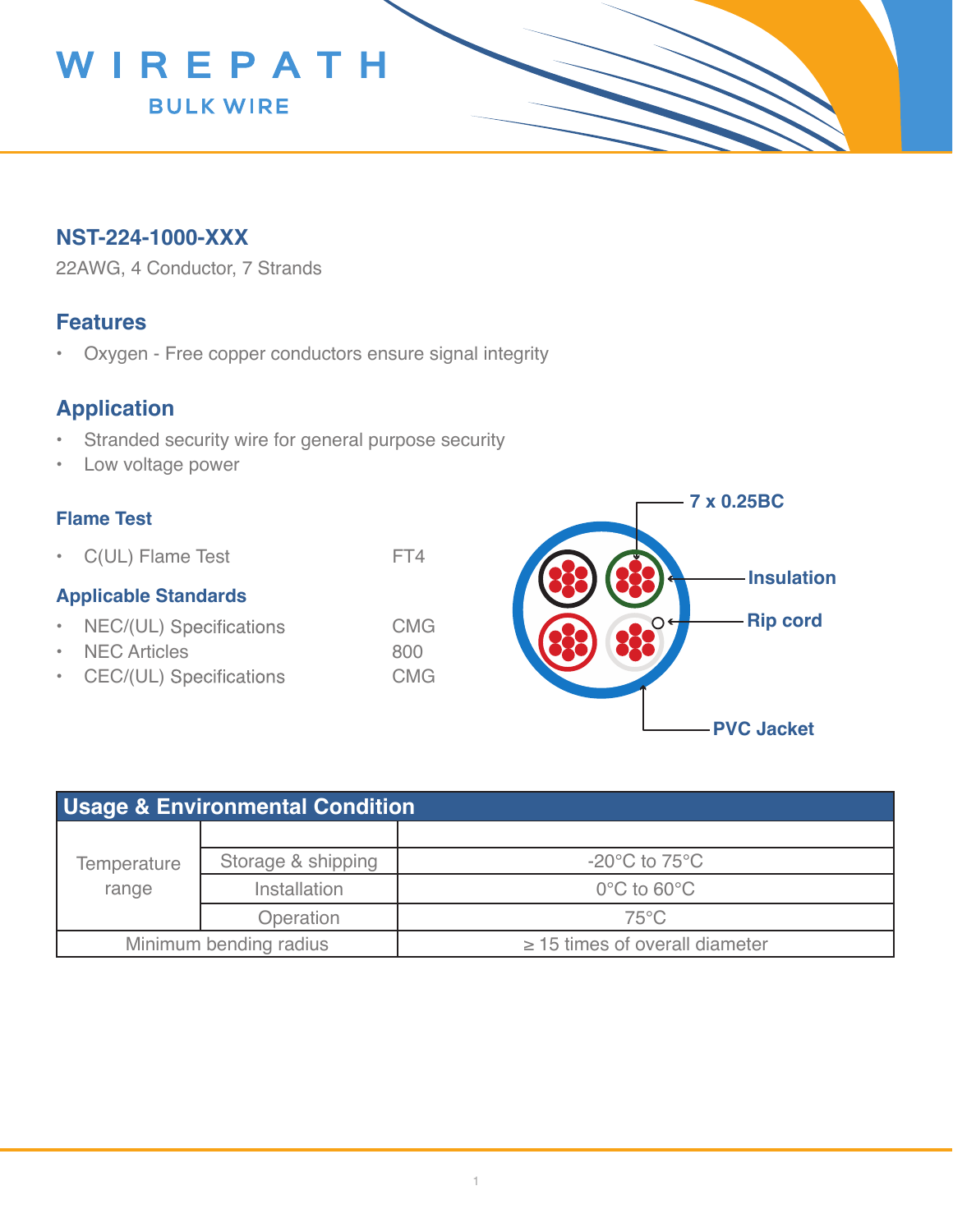WIREPATH

BULK WIRE

## NST-224-1000-XXX

22AWG, 4 Conductor, 7 Strands

## Features

- Oxygen - Free copper conductors ensure signal integrity

## Application

- Stranded security wire for general purpose security
- Low voltage power

### Flame Test

- C(UL) Flame Test — FT4

### Applicable Standards

- NEC/(UL) Specifications — CMG
- NEC Articles — 800
- CEC/(UL) Specifications — CMG

7 x 0.25BC

Insulation

Rip cord

PVC Jacket

| Usage & Environmental Condition | | |
|---|---|---|
| Temperature range | | |
| | Storage & shipping | -20°C to 75°C |
| | Installation | 0°C to 60°C |
| | Operation | 75°C |
| Minimum bending radius | | ≥ 15 times of overall diameter |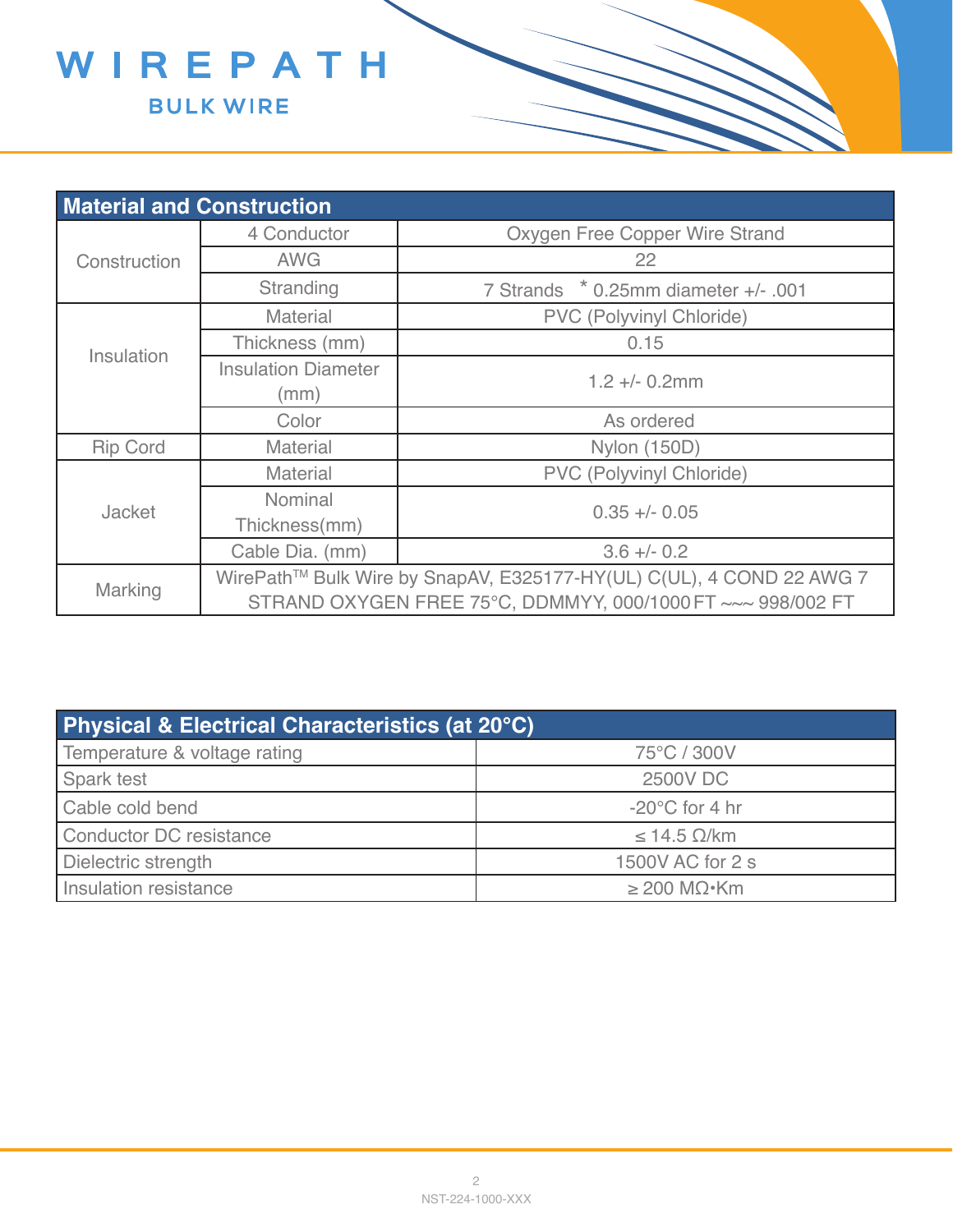WIREPATH

BULK WIRE

## Material and Construction

| | | |
|---|---|---|
| Construction | 4 Conductor | Oxygen Free Copper Wire Strand |
| | AWG | 22 |
| | Stranding | 7 Strands * 0.25mm diameter +/- .001 |
| Insulation | Material | PVC (Polyvinyl Chloride) |
| | Thickness (mm) | 0.15 |
| | Insulation Diameter (mm) | 1.2 +/- 0.2mm |
| | Color | As ordered |
| Rip Cord | Material | Nylon (150D) |
| Jacket | Material | PVC (Polyvinyl Chloride) |
| | Nominal Thickness(mm) | 0.35 +/- 0.05 |
| | Cable Dia. (mm) | 3.6 +/- 0.2 |
| Marking | WirePath™ Bulk Wire by SnapAV, E325177-HY(UL) C(UL), 4 COND 22 AWG 7 STRAND OXYGEN FREE 75°C, DDMMYY, 000/1000 FT ~~~ 998/002 FT | |

## Physical & Electrical Characteristics (at 20°C)

| | |
|---|---|
| Temperature & voltage rating | 75°C / 300V |
| Spark test | 2500V DC |
| Cable cold bend | -20°C for 4 hr |
| Conductor DC resistance | ≤ 14.5 Ω/km |
| Dielectric strength | 1500V AC for 2 s |
| Insulation resistance | ≥ 200 MΩ•Km |

NST-224-1000-XXX